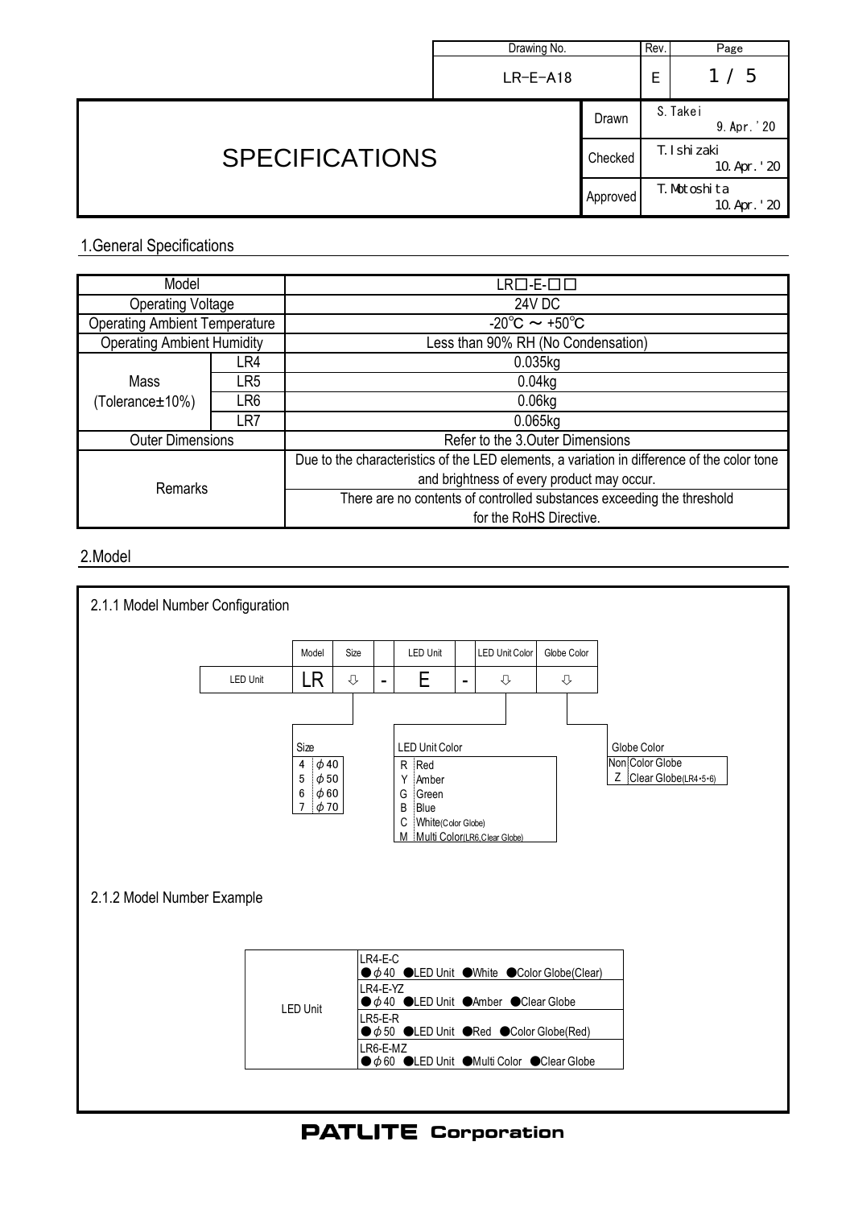| Drawing No. | Rev. | Page |
|---|---|---|
| LR-E-A18 | E | |

# SPECIFICATIONS

| | | |
|---|---|---|
| Drawn | S. Takei | 9. Apr. '20 |
| Checked | T. Ishizaki | 10. Apr. '20 |
| Approved | T. Motoshita | 10. Apr. '20 |

## 1.General Specifications

| Model | | LR□-E-□□ |
|---|---|---|
| Operating Voltage | | 24V DC |
| Operating Ambient Temperature | | -20℃ ～ +50℃ |
| Operating Ambient Humidity | | Less than 90% RH (No Condensation) |
| Mass (Tolerance±10%) | LR4 | 0.035kg |
| | LR5 | 0.04kg |
| | LR6 | 0.06kg |
| | LR7 | 0.065kg |
| Outer Dimensions | | Refer to the 3.Outer Dimensions |
| Remarks | | Due to the characteristics of the LED elements, a variation in difference of the color tone and brightness of every product may occur. |
| | | There are no contents of controlled substances exceeding the threshold for the RoHS Directive. |

## 2.Model

### 2.1.1 Model Number Configuration

| | Model | Size | | LED Unit | | LED Unit Color | Globe Color |
|---|---|---|---|---|---|---|---|
| LED Unit | LR | ⇩ | - | E | - | ⇩ | ⇩ |

**Size**

| | |
|---|---|
| 4 | φ40 |
| 5 | φ50 |
| 6 | φ60 |
| 7 | φ70 |

**LED Unit Color**

| | |
|---|---|
| R | Red |
| Y | Amber |
| G | Green |
| B | Blue |
| C | White(Color Globe) |
| M | Multi Color(LR6,Clear Globe) |

**Globe Color**

| | |
|---|---|
| Non | Color Globe |
| Z | Clear Globe(LR4･5･6) |

### 2.1.2 Model Number Example

| | |
|---|---|
| LED Unit | LR4-E-C<br>● φ40 ●LED Unit ●White ●Color Globe(Clear) |
| | LR4-E-YZ<br>● φ40 ●LED Unit ●Amber ●Clear Globe |
| | LR5-E-R<br>● φ50 ●LED Unit ●Red ●Color Globe(Red) |
| | LR6-E-MZ<br>● φ60 ●LED Unit ●Multi Color ●Clear Globe |

**PATLITE Corporation**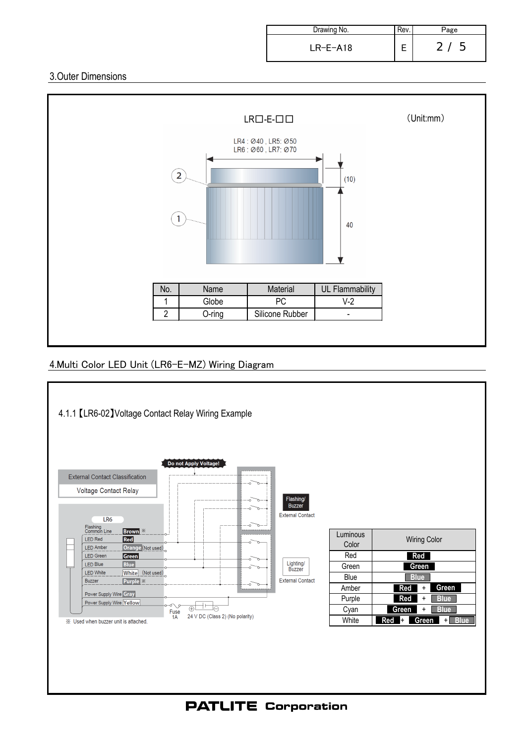## 3.Outer Dimensions

LR□-E-□□

(Unit:mm)

LR4 : Ø40 , LR5: Ø50
LR6 : Ø60 , LR7: Ø70

(10)

40

| No. | Name | Material | UL Flammability |
|---|---|---|---|
| 1 | Globe | PC | V-2 |
| 2 | O-ring | Silicone Rubber | - |

## 4.Multi Color LED Unit (LR6-E-MZ) Wiring Diagram

### 4.1.1【LR6-02】Voltage Contact Relay Wiring Example

Do not Apply Voltage!

External Contact Classification

Voltage Contact Relay

LR6

Flashing Common Line Brown ※

LED Red Red

LED Amber Orange (Not used)

LED Green Green

LED Blue Blue

LED White White (Not used)

Buzzer Purple ※

Power Supply Wire Gray

Power Supply Wire Yellow

Fuse 1A

24 V DC (Class 2) (No polarity)

Flashing/ Buzzer External Contact

Lighting/ Buzzer External Contact

※ Used when buzzer unit is attached.

| Luminous Color | Wiring Color |
|---|---|
| Red | Red |
| Green | Green |
| Blue | Blue |
| Amber | Red + Green |
| Purple | Red + Blue |
| Cyan | Green + Blue |
| White | Red + Green + Blue |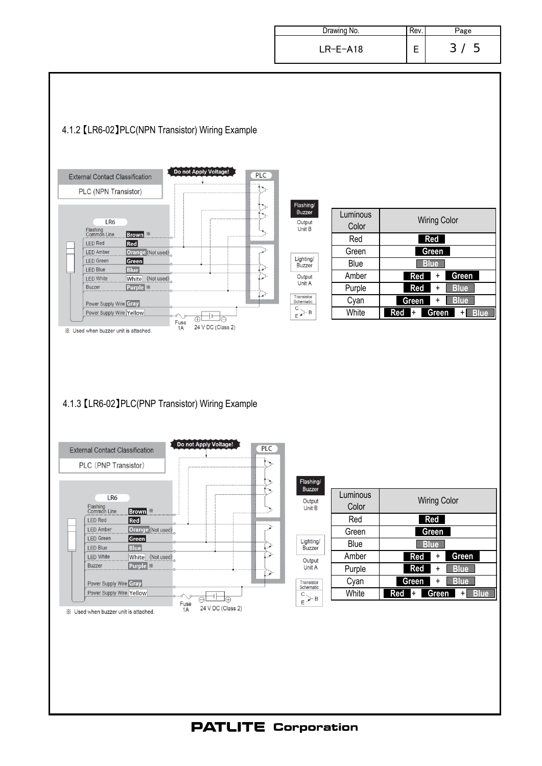### 4.1.2【LR6-02】PLC(NPN Transistor) Wiring Example

External Contact Classification

PLC (NPN Transistor)

Do not Apply Voltage!

PLC

LR6

Flashing Common Line Brown ※

LED Red Red

LED Amber Orange (Not used)

LED Green Green

LED Blue Blue

LED White White (Not used)

Buzzer Purple ※

Power Supply Wire Gray

Power Supply Wire Yellow

Fuse 1A

24 V DC (Class 2)

※ Used when buzzer unit is attached.

Flashing/ Buzzer

Output Unit B

Lighting/ Buzzer

Output Unit A

Transistor Schematic

C

E

B

| Luminous Color | Wiring Color |
|---|---|
| Red | Red |
| Green | Green |
| Blue | Blue |
| Amber | Red + Green |
| Purple | Red + Blue |
| Cyan | Green + Blue |
| White | Red + Green + Blue |

### 4.1.3【LR6-02】PLC(PNP Transistor) Wiring Example

External Contact Classification

PLC (PNP Transistor)

Do not Apply Voltage!

PLC

LR6

Flashing Common Line Brown ※

LED Red Red

LED Amber Orange (Not used)

LED Green Green

LED Blue Blue

LED White White (Not used)

Buzzer Purple ※

Power Supply Wire Gray

Power Supply Wire Yellow

Fuse 1A

24 V DC (Class 2)

※ Used when buzzer unit is attached.

Flashing/ Buzzer

Output Unit B

Lighting/ Buzzer

Output Unit A

Transistor Schematic

C

E

B

| Luminous Color | Wiring Color |
|---|---|
| Red | Red |
| Green | Green |
| Blue | Blue |
| Amber | Red + Green |
| Purple | Red + Blue |
| Cyan | Green + Blue |
| White | Red + Green + Blue |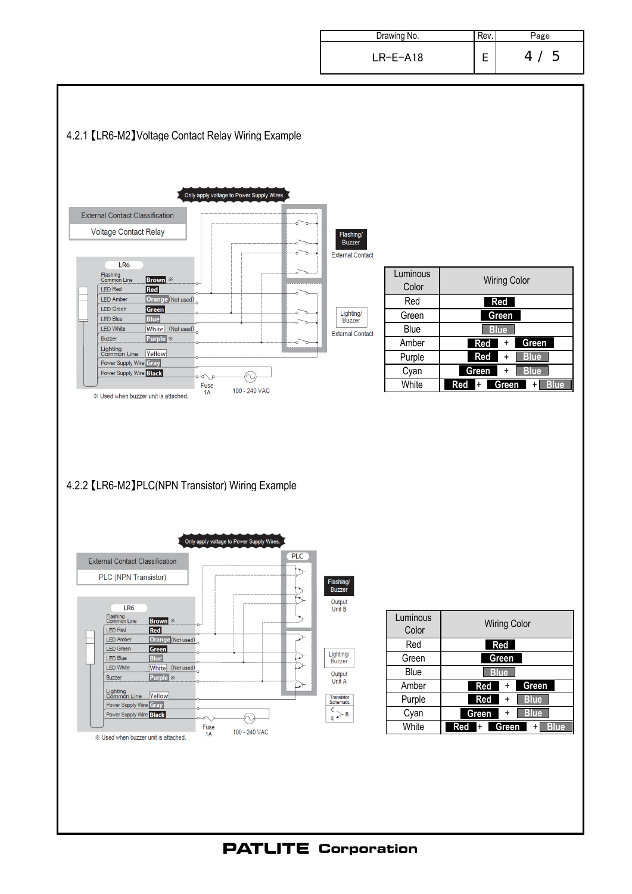## 4.2.1【LR6-M2】Voltage Contact Relay Wiring Example

Only apply voltage to Power Supply Wires.

| External Contact Classification |
|---|
| Voltage Contact Relay |

LR6

Flashing Common Line Brown ※
LED Red Red
LED Amber Orange (Not used)
LED Green Green
LED Blue Blue
LED White White (Not used)
Buzzer Purple ※
Lighting Common Line Yellow
Power Supply Wire Gray
Power Supply Wire Black

Flashing/ Buzzer
External Contact

Lighting/ Buzzer
External Contact

Fuse 1A
100 - 240 VAC

※ Used when buzzer unit is attached.

| Luminous Color | Wiring Color |
|---|---|
| Red | Red |
| Green | Green |
| Blue | Blue |
| Amber | Red + Green |
| Purple | Red + Blue |
| Cyan | Green + Blue |
| White | Red + Green + Blue |

## 4.2.2【LR6-M2】PLC(NPN Transistor) Wiring Example

Only apply voltage to Power Supply Wires.

| External Contact Classification |
|---|
| PLC (NPN Transistor) |

LR6

Flashing Common Line Brown ※
LED Red Red
LED Amber Orange (Not used)
LED Green Green
LED Blue Blue
LED White White (Not used)
Buzzer Purple ※
Lighting Common Line Yellow
Power Supply Wire Gray
Power Supply Wire Black

PLC

Flashing/ Buzzer
Output Unit B

Lighting/ Buzzer
Output Unit A

Transistor Schematic
C
E
B

Fuse 1A
100 - 240 VAC

※ Used when buzzer unit is attached.

| Luminous Color | Wiring Color |
|---|---|
| Red | Red |
| Green | Green |
| Blue | Blue |
| Amber | Red + Green |
| Purple | Red + Blue |
| Cyan | Green + Blue |
| White | Red + Green + Blue |

PATLITE Corporation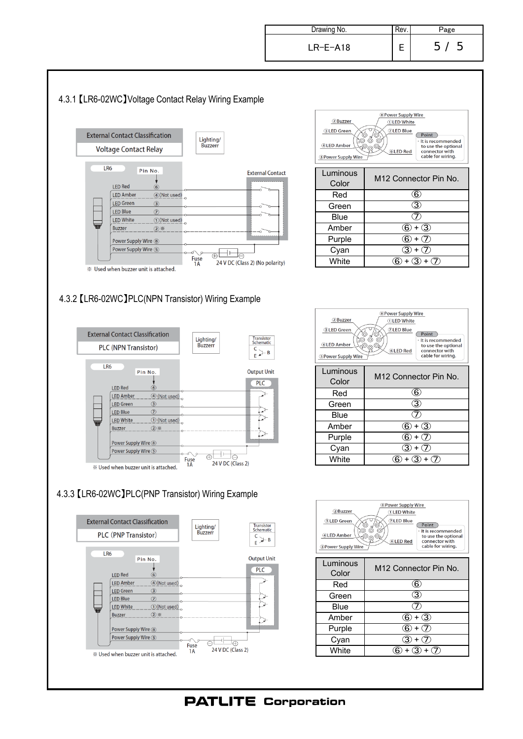| Drawing No. | Rev. |
| --- | --- |
| LR-E-A18 | E |

### 4.3.1【LR6-02WC】Voltage Contact Relay Wiring Example

External Contact Classification

Voltage Contact Relay

Lighting/ Buzzerr

LR6

Pin No.

LED Red ⑥

LED Amber ④(Not used)

LED Green ③

LED Blue ⑦

LED White ①(Not used)

Buzzer ②※

Power Supply Wire ⑧

Power Supply Wire ⑤

External Contact

Fuse 1A

24 V DC (Class 2) (No polarity)

※ Used when buzzer unit is attached.

②Buzzer ⑧Power Supply Wire ①LED White ③LED Green ⑦LED Blue ④LED Amber ⑥LED Red ⑤Power Supply Wire

Point
・It is recommended to use the optional connector with cable for wiring.

| Luminous Color | M12 Connector Pin No. |
| --- | --- |
| Red | ⑥ |
| Green | ③ |
| Blue | ⑦ |
| Amber | ⑥ + ③ |
| Purple | ⑥ + ⑦ |
| Cyan | ③ + ⑦ |
| White | ⑥ + ③ + ⑦ |

### 4.3.2【LR6-02WC】PLC(NPN Transistor) Wiring Example

External Contact Classification

PLC (NPN Transistor)

Lighting/ Buzzerr

Transistor Schematic C B E

LR6

Pin No.

LED Red ⑥

LED Amber ④(Not used)

LED Green ③

LED Blue ⑦

LED White ①(Not used)

Buzzer ②※

Power Supply Wire ⑧

Power Supply Wire ⑤

Output Unit

PLC

Fuse 1A

24 V DC (Class 2)

※ Used when buzzer unit is attached.

②Buzzer ⑧Power Supply Wire ①LED White ③LED Green ⑦LED Blue ④LED Amber ⑥LED Red ⑤Power Supply Wire

Point
・It is recommended to use the optional connector with cable for wiring.

| Luminous Color | M12 Connector Pin No. |
| --- | --- |
| Red | ⑥ |
| Green | ③ |
| Blue | ⑦ |
| Amber | ⑥ + ③ |
| Purple | ⑥ + ⑦ |
| Cyan | ③ + ⑦ |
| White | ⑥ + ③ + ⑦ |

### 4.3.3【LR6-02WC】PLC(PNP Transistor) Wiring Example

External Contact Classification

PLC (PNP Transistor)

Lighting/ Buzzerr

Transistor Schematic C B E

LR6

Pin No.

LED Red ⑥

LED Amber ④(Not used)

LED Green ③

LED Blue ⑦

LED White ①(Not used)

Buzzer ②※

Power Supply Wire ⑧

Power Supply Wire ⑤

Output Unit

PLC

Fuse 1A

24 V DC (Class 2)

※ Used when buzzer unit is attached.

②Buzzer ⑧Power Supply Wire ①LED White ③LED Green ⑦LED Blue ④LED Amber ⑥LED Red ⑤Power Supply Wire

Point
・It is recommended to use the optional connector with cable for wiring.

| Luminous Color | M12 Connector Pin No. |
| --- | --- |
| Red | ⑥ |
| Green | ③ |
| Blue | ⑦ |
| Amber | ⑥ + ③ |
| Purple | ⑥ + ⑦ |
| Cyan | ③ + ⑦ |
| White | ⑥ + ③ + ⑦ |

PATLITE Corporation